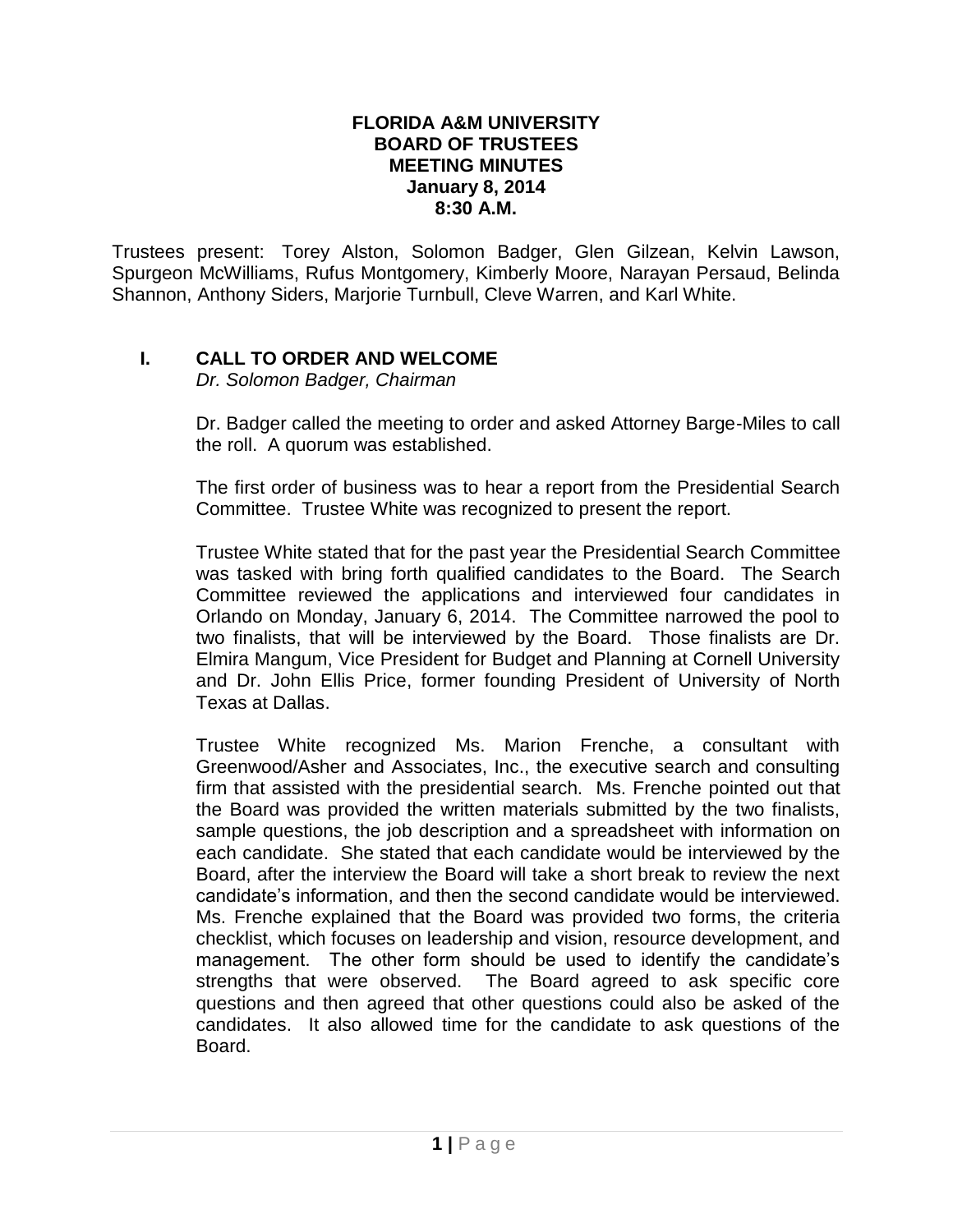**FLORIDA A&M UNIVERSITY**
**BOARD OF TRUSTEES**
**MEETING MINUTES**
**January 8, 2014**
**8:30 A.M.**

Trustees present: Torey Alston, Solomon Badger, Glen Gilzean, Kelvin Lawson, Spurgeon McWilliams, Rufus Montgomery, Kimberly Moore, Narayan Persaud, Belinda Shannon, Anthony Siders, Marjorie Turnbull, Cleve Warren, and Karl White.

## I. CALL TO ORDER AND WELCOME

*Dr. Solomon Badger, Chairman*

Dr. Badger called the meeting to order and asked Attorney Barge-Miles to call the roll. A quorum was established.

The first order of business was to hear a report from the Presidential Search Committee. Trustee White was recognized to present the report.

Trustee White stated that for the past year the Presidential Search Committee was tasked with bring forth qualified candidates to the Board. The Search Committee reviewed the applications and interviewed four candidates in Orlando on Monday, January 6, 2014. The Committee narrowed the pool to two finalists, that will be interviewed by the Board. Those finalists are Dr. Elmira Mangum, Vice President for Budget and Planning at Cornell University and Dr. John Ellis Price, former founding President of University of North Texas at Dallas.

Trustee White recognized Ms. Marion Frenche, a consultant with Greenwood/Asher and Associates, Inc., the executive search and consulting firm that assisted with the presidential search. Ms. Frenche pointed out that the Board was provided the written materials submitted by the two finalists, sample questions, the job description and a spreadsheet with information on each candidate. She stated that each candidate would be interviewed by the Board, after the interview the Board will take a short break to review the next candidate's information, and then the second candidate would be interviewed. Ms. Frenche explained that the Board was provided two forms, the criteria checklist, which focuses on leadership and vision, resource development, and management. The other form should be used to identify the candidate's strengths that were observed. The Board agreed to ask specific core questions and then agreed that other questions could also be asked of the candidates. It also allowed time for the candidate to ask questions of the Board.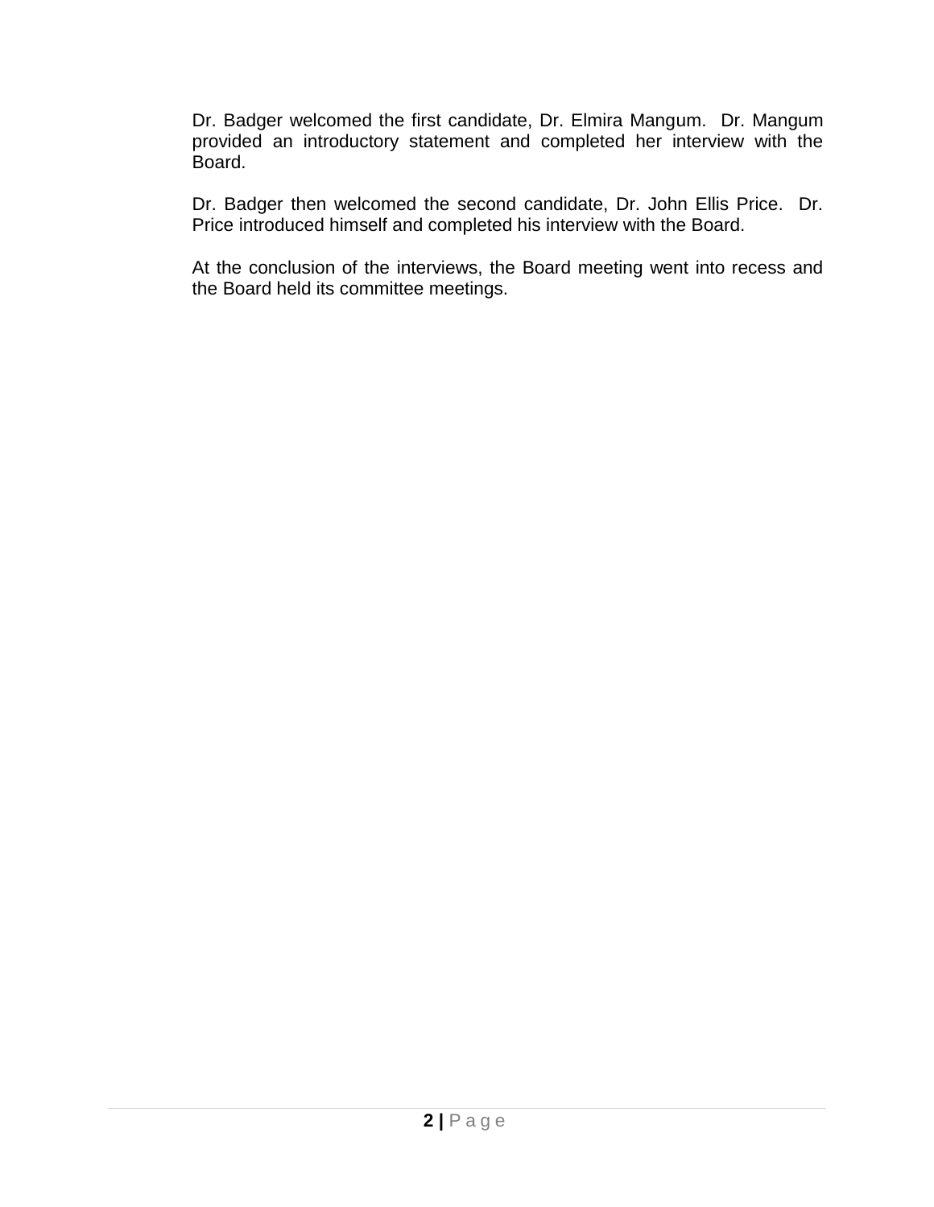Dr. Badger welcomed the first candidate, Dr. Elmira Mangum. Dr. Mangum provided an introductory statement and completed her interview with the Board.

Dr. Badger then welcomed the second candidate, Dr. John Ellis Price. Dr. Price introduced himself and completed his interview with the Board.

At the conclusion of the interviews, the Board meeting went into recess and the Board held its committee meetings.